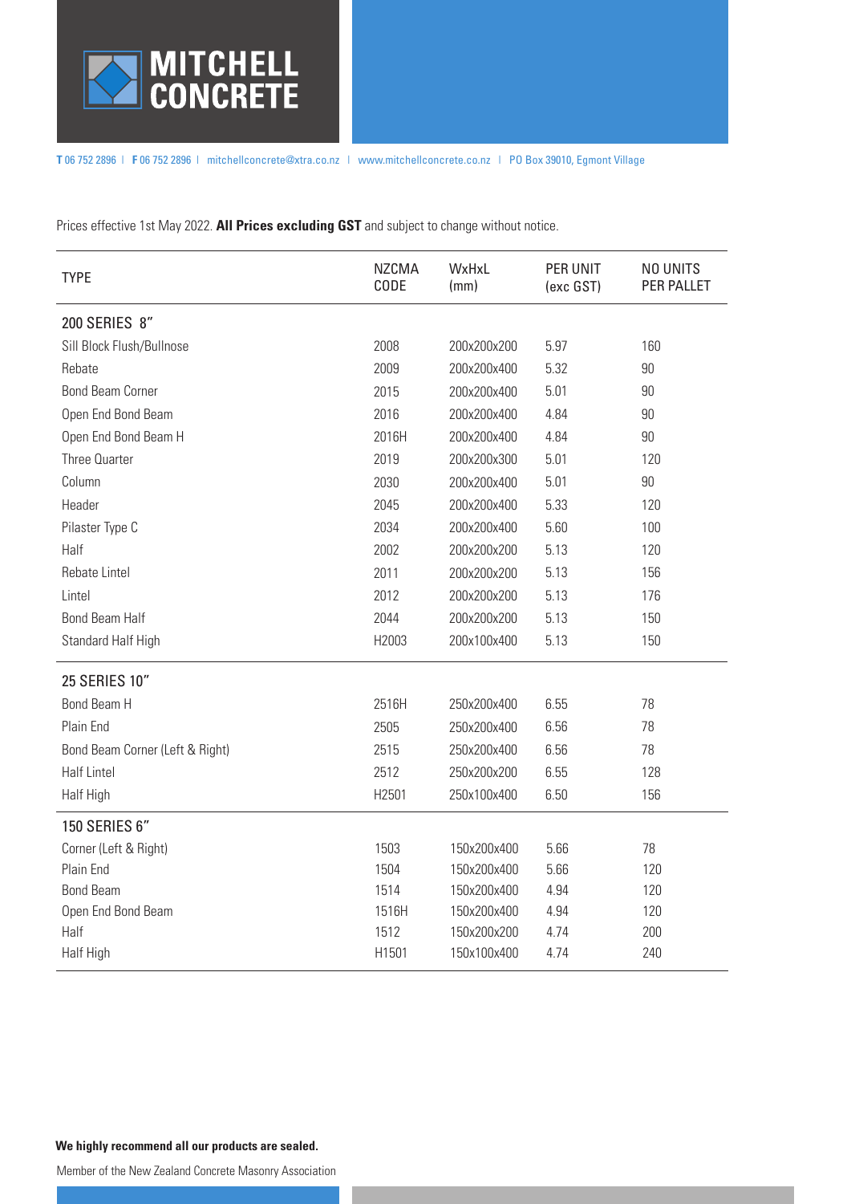# MITCHELL CONCRETE

**T** 06 752 2896 | **F** 06 752 2896 | mitchellconcrete@xtra.co.nz | www.mitchellconcrete.co.nz | PO Box 39010, Egmont Village

Prices effective 1st May 2022. **All Prices excluding GST** and subject to change without notice.

| TYPE | NZCMA CODE | WxHxL (mm) | PER UNIT (exc GST) | NO UNITS PER PALLET |
|---|---|---|---|---|
| **200 SERIES 8"** | | | | |
| Sill Block Flush/Bullnose | 2008 | 200x200x200 | 5.97 | 160 |
| Rebate | 2009 | 200x200x400 | 5.32 | 90 |
| Bond Beam Corner | 2015 | 200x200x400 | 5.01 | 90 |
| Open End Bond Beam | 2016 | 200x200x400 | 4.84 | 90 |
| Open End Bond Beam H | 2016H | 200x200x400 | 4.84 | 90 |
| Three Quarter | 2019 | 200x200x300 | 5.01 | 120 |
| Column | 2030 | 200x200x400 | 5.01 | 90 |
| Header | 2045 | 200x200x400 | 5.33 | 120 |
| Pilaster Type C | 2034 | 200x200x400 | 5.60 | 100 |
| Half | 2002 | 200x200x200 | 5.13 | 120 |
| Rebate Lintel | 2011 | 200x200x200 | 5.13 | 156 |
| Lintel | 2012 | 200x200x200 | 5.13 | 176 |
| Bond Beam Half | 2044 | 200x200x200 | 5.13 | 150 |
| Standard Half High | H2003 | 200x100x400 | 5.13 | 150 |
| **25 SERIES 10"** | | | | |
| Bond Beam H | 2516H | 250x200x400 | 6.55 | 78 |
| Plain End | 2505 | 250x200x400 | 6.56 | 78 |
| Bond Beam Corner (Left & Right) | 2515 | 250x200x400 | 6.56 | 78 |
| Half Lintel | 2512 | 250x200x200 | 6.55 | 128 |
| Half High | H2501 | 250x100x400 | 6.50 | 156 |
| **150 SERIES 6"** | | | | |
| Corner (Left & Right) | 1503 | 150x200x400 | 5.66 | 78 |
| Plain End | 1504 | 150x200x400 | 5.66 | 120 |
| Bond Beam | 1514 | 150x200x400 | 4.94 | 120 |
| Open End Bond Beam | 1516H | 150x200x400 | 4.94 | 120 |
| Half | 1512 | 150x200x200 | 4.74 | 200 |
| Half High | H1501 | 150x100x400 | 4.74 | 240 |

**We highly recommend all our products are sealed.**

Member of the New Zealand Concrete Masonry Association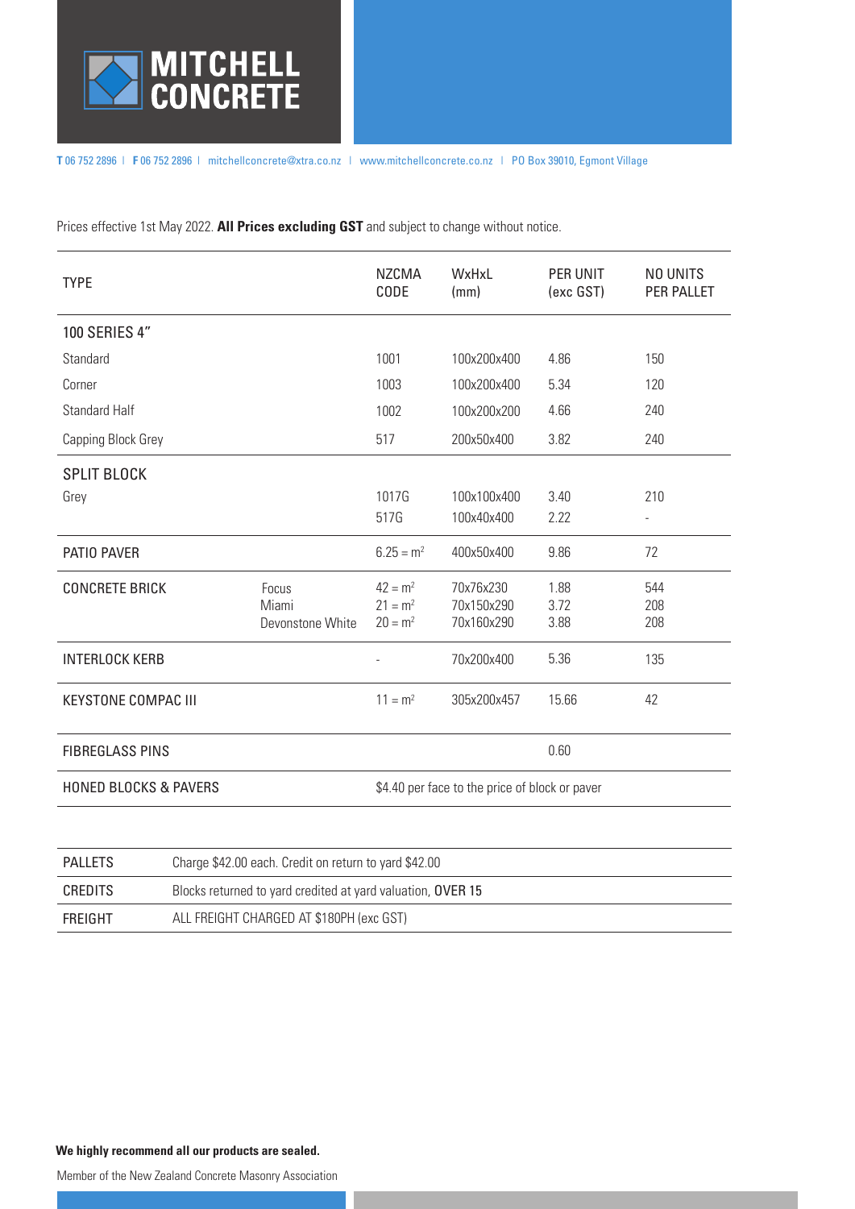# MITCHELL CONCRETE

T 06 752 2896 | F 06 752 2896 | mitchellconcrete@xtra.co.nz | www.mitchellconcrete.co.nz | PO Box 39010, Egmont Village

Prices effective 1st May 2022. **All Prices excluding GST** and subject to change without notice.

| TYPE | | NZCMA CODE | WxHxL (mm) | PER UNIT (exc GST) | NO UNITS PER PALLET |
|---|---|---|---|---|---|
| 100 SERIES 4" | | | | | |
| Standard | | 1001 | 100x200x400 | 4.86 | 150 |
| Corner | | 1003 | 100x200x400 | 5.34 | 120 |
| Standard Half | | 1002 | 100x200x200 | 4.66 | 240 |
| Capping Block Grey | | 517 | 200x50x400 | 3.82 | 240 |
| SPLIT BLOCK | | | | | |
| Grey | | 1017G | 100x100x400 | 3.40 | 210 |
| | | 517G | 100x40x400 | 2.22 | - |
| PATIO PAVER | | $6.25 = m^2$ | 400x50x400 | 9.86 | 72 |
| CONCRETE BRICK | Focus | $42 = m^2$ | 70x76x230 | 1.88 | 544 |
| | Miami | $21 = m^2$ | 70x150x290 | 3.72 | 208 |
| | Devonstone White | $20 = m^2$ | 70x160x290 | 3.88 | 208 |
| INTERLOCK KERB | | - | 70x200x400 | 5.36 | 135 |
| KEYSTONE COMPAC III | | $11 = m^2$ | 305x200x457 | 15.66 | 42 |
| FIBREGLASS PINS | | | | 0.60 | |
| HONED BLOCKS & PAVERS | | $4.40 per face to the price of block or paver | | | |

| | |
|---|---|
| PALLETS | Charge $42.00 each. Credit on return to yard $42.00 |
| CREDITS | Blocks returned to yard credited at yard valuation, OVER 15 |
| FREIGHT | ALL FREIGHT CHARGED AT $180PH (exc GST) |

**We highly recommend all our products are sealed.**

Member of the New Zealand Concrete Masonry Association